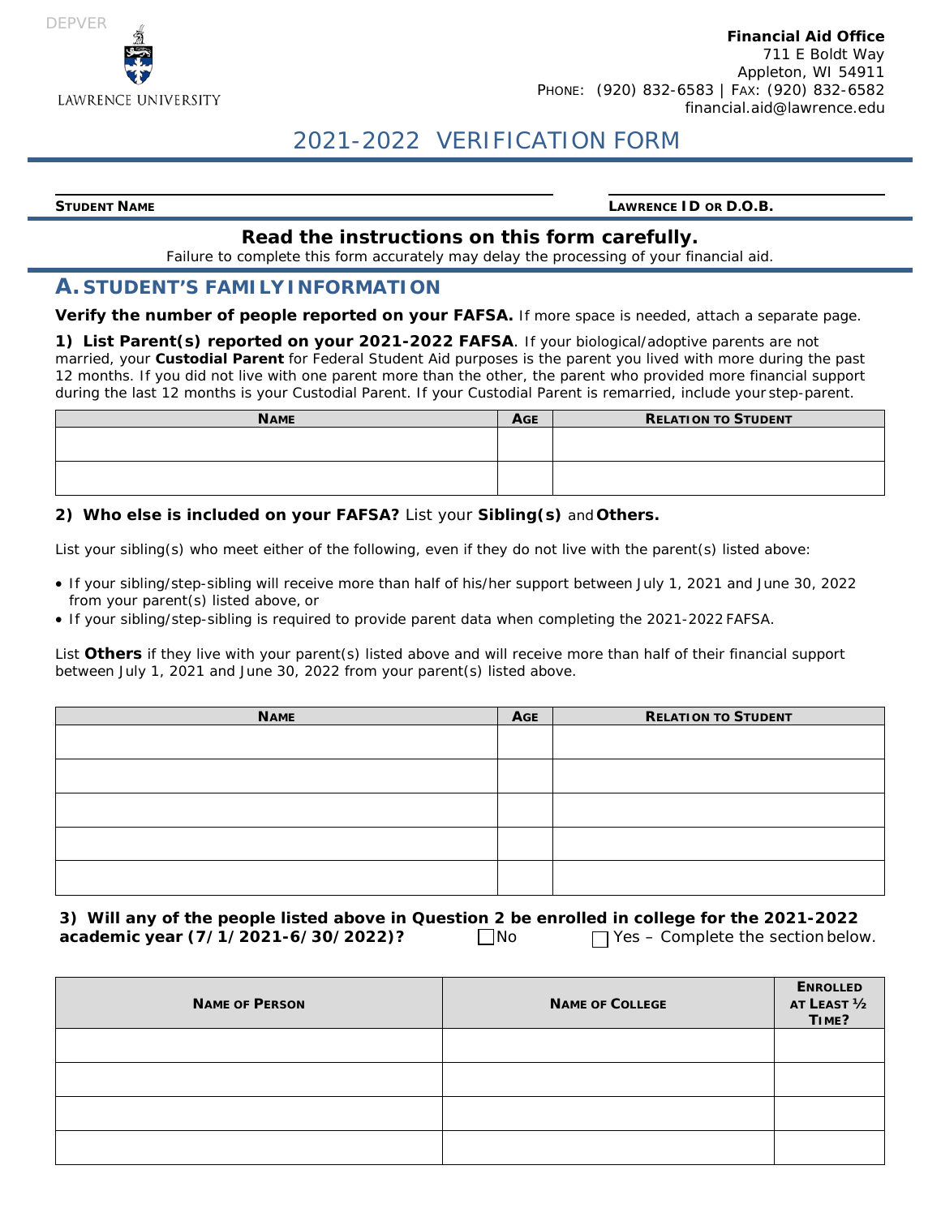DEPVER

LAWRENCE UNIVERSITY

**Financial Aid Office**
711 E Boldt Way
Appleton, WI 54911
PHONE: (920) 832-6583 | FAX: (920) 832-6582
financial.aid@lawrence.edu

# 2021-2022 VERIFICATION FORM

**STUDENT NAME** \_\_\_\_\_\_\_\_\_\_\_\_\_\_\_\_\_\_\_\_ **LAWRENCE ID OR D.O.B.** \_\_\_\_\_\_\_\_\_\_\_\_\_\_\_\_\_\_\_\_

**Read the instructions on this form carefully.**

Failure to complete this form accurately may delay the processing of your financial aid.

## A. STUDENT'S FAMILY INFORMATION

**Verify the number of people reported on your FAFSA.** If more space is needed, attach a separate page.

**1) List Parent(s) reported on your 2021-2022 FAFSA**. If your biological/adoptive parents are not married, your **Custodial Parent** for Federal Student Aid purposes is the parent you lived with more during the past 12 months. If you did not live with one parent more than the other, the parent who provided more financial support during the last 12 months is your Custodial Parent. If your Custodial Parent is remarried, include your step-parent.

| NAME | AGE | RELATION TO STUDENT |
|---|---|---|
| | | |
| | | |

**2) Who else is included on your FAFSA?** List your **Sibling(s)** and **Others.**

List your sibling(s) who meet either of the following, even if they do not live with the parent(s) listed above:

- If your sibling/step-sibling will receive more than half of his/her support between July 1, 2021 and June 30, 2022 from your parent(s) listed above, or
- If your sibling/step-sibling is required to provide parent data when completing the 2021-2022 FAFSA.

List **Others** if they live with your parent(s) listed above and will receive more than half of their financial support between July 1, 2021 and June 30, 2022 from your parent(s) listed above.

| NAME | AGE | RELATION TO STUDENT |
|---|---|---|
| | | |
| | | |
| | | |
| | | |
| | | |

**3) Will any of the people listed above in Question 2 be enrolled in college for the 2021-2022 academic year (7/1/2021-6/30/2022)?** ☐ No ☐ Yes – Complete the section below.

| NAME OF PERSON | NAME OF COLLEGE | ENROLLED AT LEAST ½ TIME? |
|---|---|---|
| | | |
| | | |
| | | |
| | | |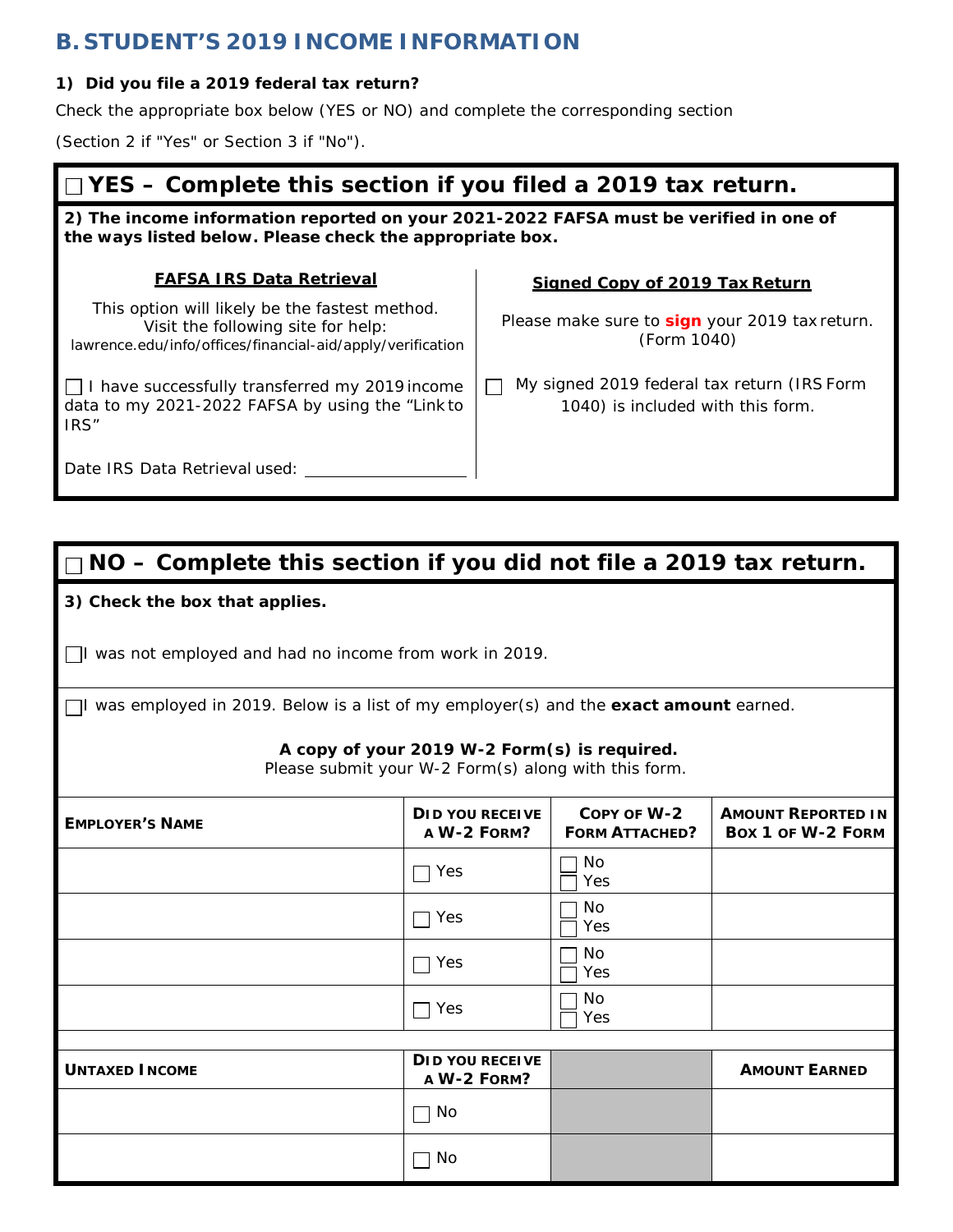## B. STUDENT'S 2019 INCOME INFORMATION

**1) Did you file a 2019 federal tax return?**

Check the appropriate box below (YES or NO) and complete the corresponding section

(Section 2 if "Yes" or Section 3 if "No").

### ☐ YES – Complete this section if you filed a 2019 tax return.

**2) The income information reported on your 2021-2022 FAFSA must be verified in one of the ways listed below. Please check the appropriate box.**

**FAFSA IRS Data Retrieval**

This option will likely be the fastest method. Visit the following site for help:
lawrence.edu/info/offices/financial-aid/apply/verification

☐ I have successfully transferred my 2019 income data to my 2021-2022 FAFSA by using the "Link to IRS"

Date IRS Data Retrieval used: ____________________

**Signed Copy of 2019 Tax Return**

Please make sure to **sign** your 2019 tax return. (Form 1040)

☐ My signed 2019 federal tax return (IRS Form 1040) is included with this form.

### ☐ NO – Complete this section if you did not file a 2019 tax return.

**3) Check the box that applies.**

☐ I was not employed and had no income from work in 2019.

☐ I was employed in 2019. Below is a list of my employer(s) and the **exact amount** earned.

**A copy of your 2019 W-2 Form(s) is required.**
Please submit your W-2 Form(s) along with this form.

| EMPLOYER'S NAME | DID YOU RECEIVE A W-2 FORM? | COPY OF W-2 FORM ATTACHED? | AMOUNT REPORTED IN BOX 1 OF W-2 FORM |
|---|---|---|---|
| | ☐ Yes | ☐ No ☐ Yes | |
| | ☐ Yes | ☐ No ☐ Yes | |
| | ☐ Yes | ☐ No ☐ Yes | |
| | ☐ Yes | ☐ No ☐ Yes | |

| UNTAXED INCOME | DID YOU RECEIVE A W-2 FORM? | | AMOUNT EARNED |
|---|---|---|---|
| | ☐ No | | |
| | ☐ No | | |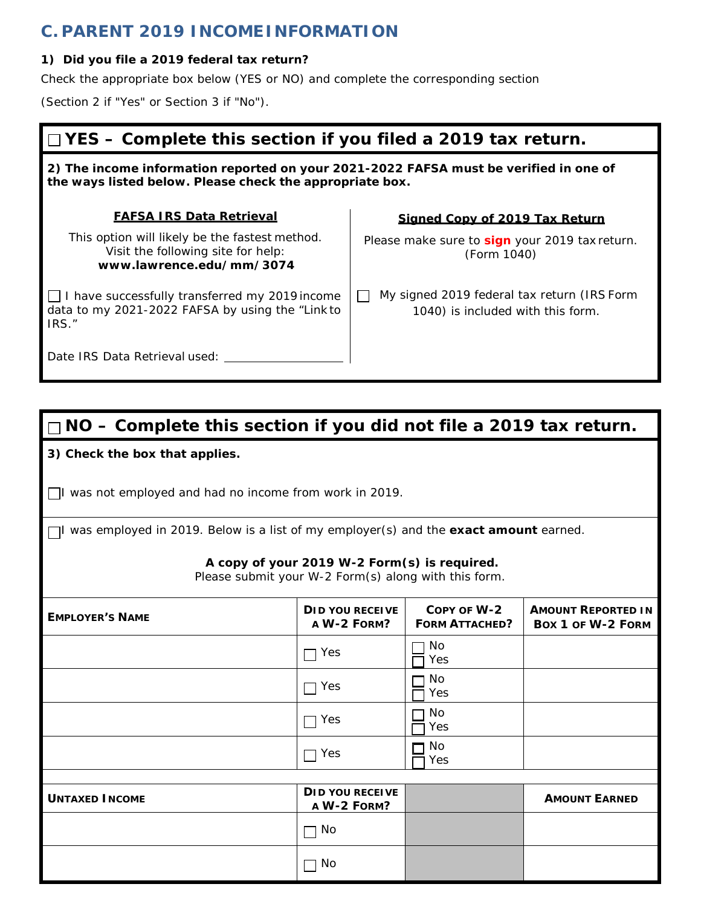## C. PARENT 2019 INCOME INFORMATION

**1) Did you file a 2019 federal tax return?**

Check the appropriate box below (YES or NO) and complete the corresponding section

(Section 2 if "Yes" or Section 3 if "No").

### ☐ YES – Complete this section if you filed a 2019 tax return.

**2) The income information reported on your 2021-2022 FAFSA must be verified in one of the ways listed below. Please check the appropriate box.**

**FAFSA IRS Data Retrieval**

This option will likely be the fastest method. Visit the following site for help: **www.lawrence.edu/mm/3074**

☐ I have successfully transferred my 2019 income data to my 2021-2022 FAFSA by using the "Link to IRS."

Date IRS Data Retrieval used: ____________________

**Signed Copy of 2019 Tax Return**

Please make sure to **sign** your 2019 tax return. (Form 1040)

☐ My signed 2019 federal tax return (IRS Form 1040) is included with this form.

### ☐ NO – Complete this section if you did not file a 2019 tax return.

**3) Check the box that applies.**

☐ I was not employed and had no income from work in 2019.

☐ I was employed in 2019. Below is a list of my employer(s) and the **exact amount** earned.

**A copy of your 2019 W-2 Form(s) is required.**
Please submit your W-2 Form(s) along with this form.

| EMPLOYER'S NAME | DID YOU RECEIVE A W-2 FORM? | COPY OF W-2 FORM ATTACHED? | AMOUNT REPORTED IN BOX 1 OF W-2 FORM |
|---|---|---|---|
| | ☐ Yes | ☐ No ☐ Yes | |
| | ☐ Yes | ☐ No ☐ Yes | |
| | ☐ Yes | ☐ No ☐ Yes | |
| | ☐ Yes | ☐ No ☐ Yes | |

| UNTAXED INCOME | DID YOU RECEIVE A W-2 FORM? | | AMOUNT EARNED |
|---|---|---|---|
| | ☐ No | | |
| | ☐ No | | |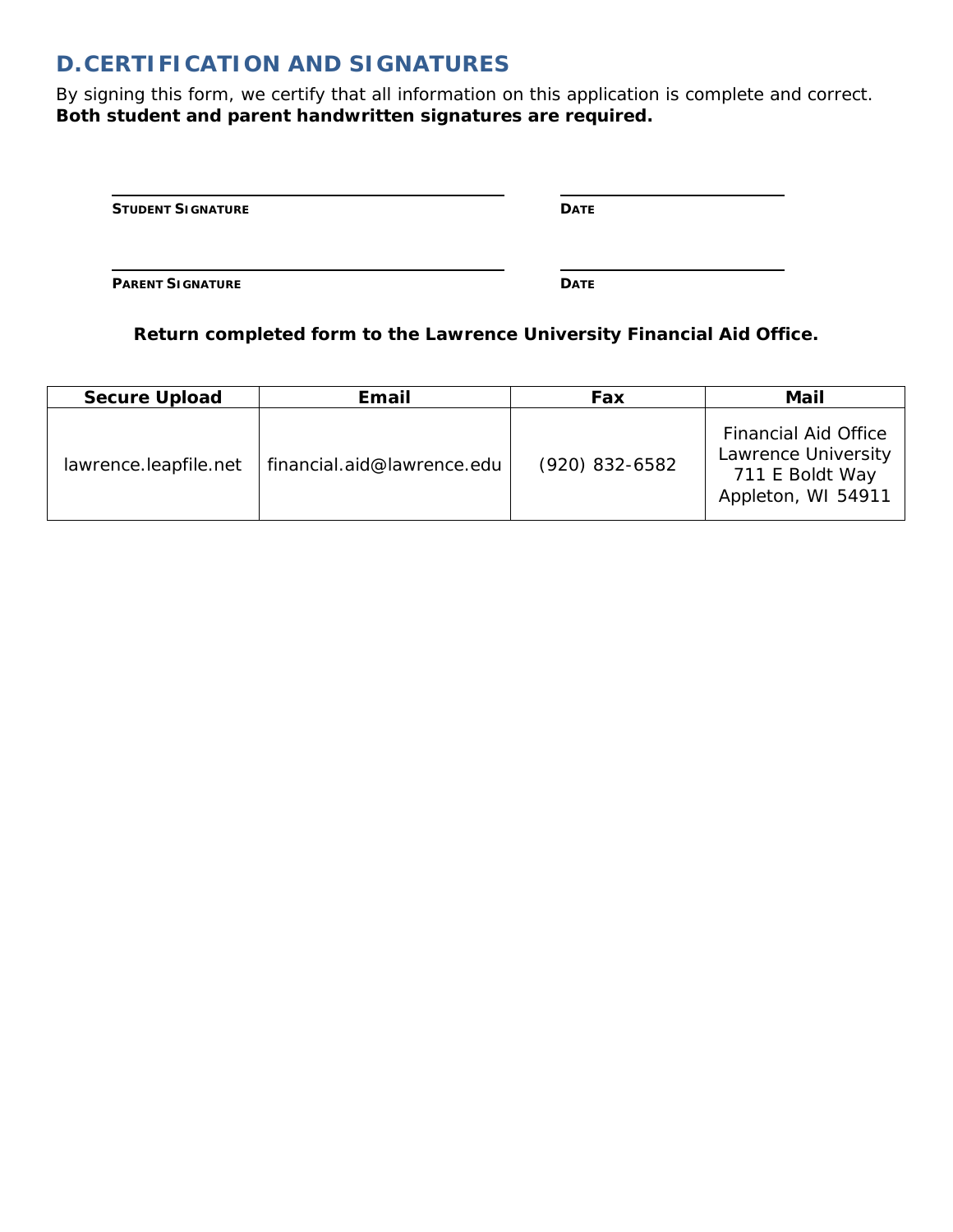## D. CERTIFICATION AND SIGNATURES

By signing this form, we certify that all information on this application is complete and correct.
**Both student and parent handwritten signatures are required.**

STUDENT SIGNATURE ______________________ DATE ______________

PARENT SIGNATURE ______________________ DATE ______________

**Return completed form to the Lawrence University Financial Aid Office.**

| Secure Upload | Email | Fax | Mail |
|---|---|---|---|
| lawrence.leapfile.net | financial.aid@lawrence.edu | (920) 832-6582 | Financial Aid Office<br>Lawrence University<br>711 E Boldt Way<br>Appleton, WI 54911 |